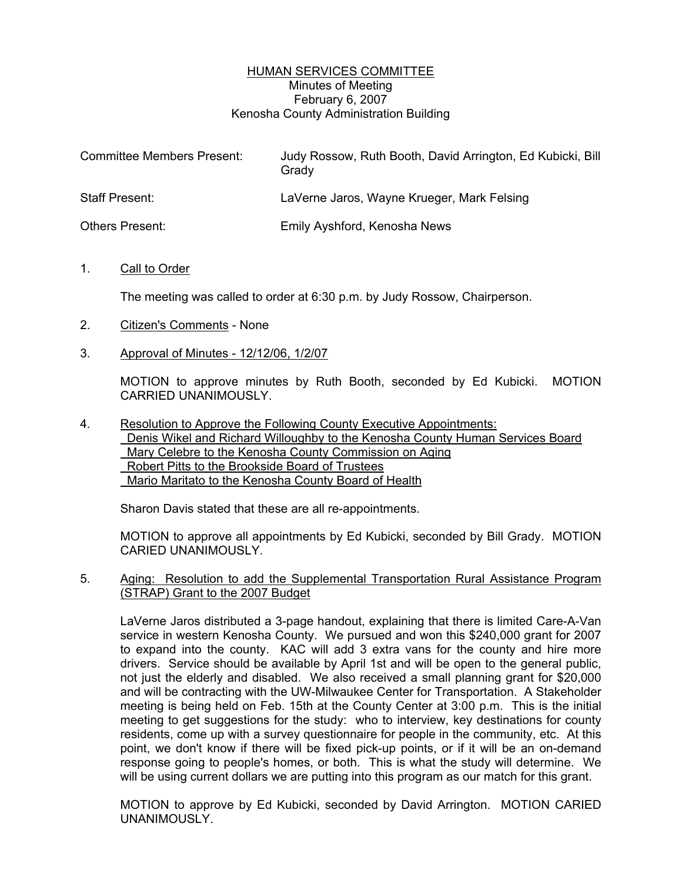HUMAN SERVICES COMMITTEE
Minutes of Meeting
February 6, 2007
Kenosha County Administration Building

| | |
|---|---|
| Committee Members Present: | Judy Rossow, Ruth Booth, David Arrington, Ed Kubicki, Bill Grady |
| Staff Present: | LaVerne Jaros, Wayne Krueger, Mark Felsing |
| Others Present: | Emily Ayshford, Kenosha News |

1. Call to Order

   The meeting was called to order at 6:30 p.m. by Judy Rossow, Chairperson.

2. Citizen's Comments - None

3. Approval of Minutes - 12/12/06, 1/2/07

   MOTION to approve minutes by Ruth Booth, seconded by Ed Kubicki. MOTION CARRIED UNANIMOUSLY.

4. Resolution to Approve the Following County Executive Appointments:
   Denis Wikel and Richard Willoughby to the Kenosha County Human Services Board
   Mary Celebre to the Kenosha County Commission on Aging
   Robert Pitts to the Brookside Board of Trustees
   Mario Maritato to the Kenosha County Board of Health

   Sharon Davis stated that these are all re-appointments.

   MOTION to approve all appointments by Ed Kubicki, seconded by Bill Grady. MOTION CARIED UNANIMOUSLY.

5. Aging: Resolution to add the Supplemental Transportation Rural Assistance Program (STRAP) Grant to the 2007 Budget

   LaVerne Jaros distributed a 3-page handout, explaining that there is limited Care-A-Van service in western Kenosha County. We pursued and won this $240,000 grant for 2007 to expand into the county. KAC will add 3 extra vans for the county and hire more drivers. Service should be available by April 1st and will be open to the general public, not just the elderly and disabled. We also received a small planning grant for $20,000 and will be contracting with the UW-Milwaukee Center for Transportation. A Stakeholder meeting is being held on Feb. 15th at the County Center at 3:00 p.m. This is the initial meeting to get suggestions for the study: who to interview, key destinations for county residents, come up with a survey questionnaire for people in the community, etc. At this point, we don't know if there will be fixed pick-up points, or if it will be an on-demand response going to people's homes, or both. This is what the study will determine. We will be using current dollars we are putting into this program as our match for this grant.

   MOTION to approve by Ed Kubicki, seconded by David Arrington. MOTION CARIED UNANIMOUSLY.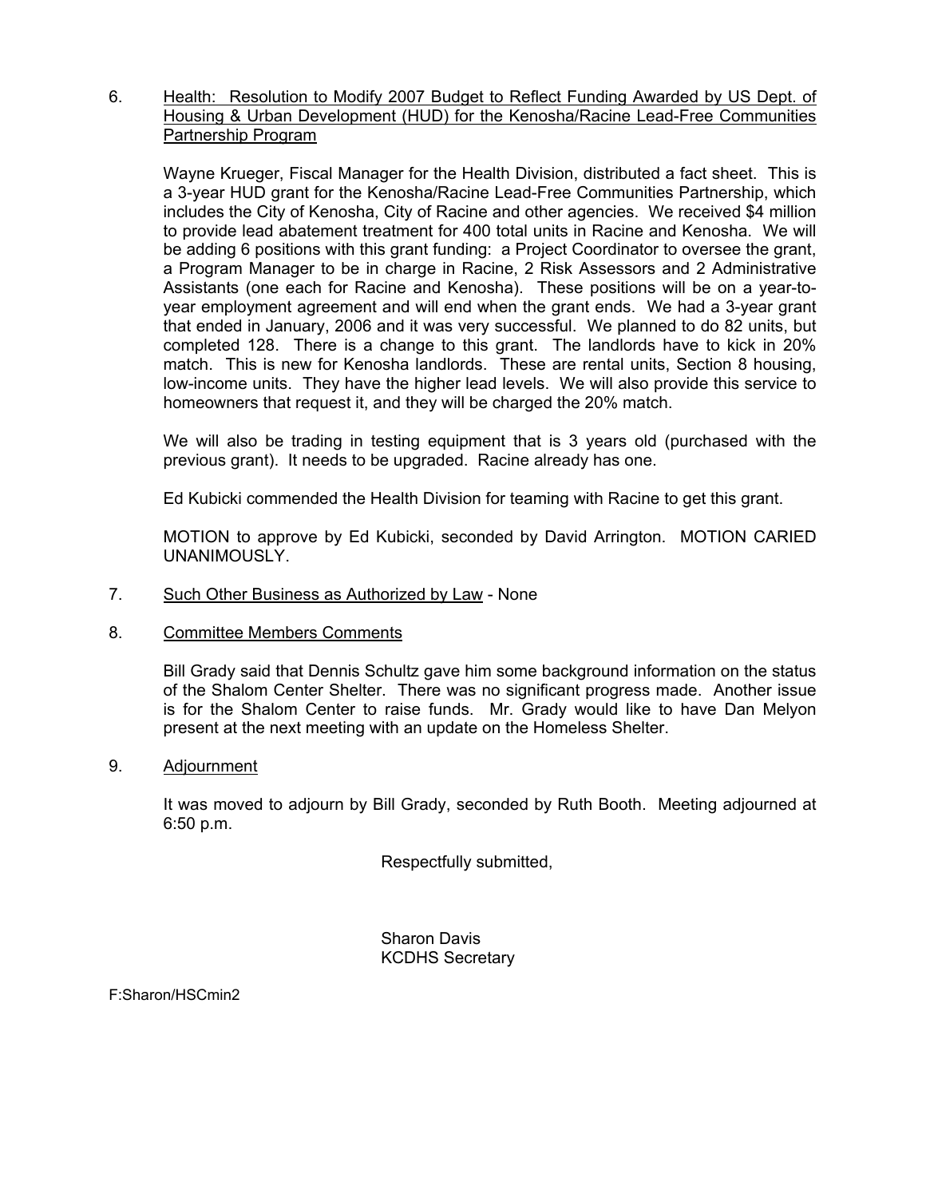6. Health: Resolution to Modify 2007 Budget to Reflect Funding Awarded by US Dept. of Housing & Urban Development (HUD) for the Kenosha/Racine Lead-Free Communities Partnership Program

   Wayne Krueger, Fiscal Manager for the Health Division, distributed a fact sheet. This is a 3-year HUD grant for the Kenosha/Racine Lead-Free Communities Partnership, which includes the City of Kenosha, City of Racine and other agencies. We received $4 million to provide lead abatement treatment for 400 total units in Racine and Kenosha. We will be adding 6 positions with this grant funding: a Project Coordinator to oversee the grant, a Program Manager to be in charge in Racine, 2 Risk Assessors and 2 Administrative Assistants (one each for Racine and Kenosha). These positions will be on a year-to-year employment agreement and will end when the grant ends. We had a 3-year grant that ended in January, 2006 and it was very successful. We planned to do 82 units, but completed 128. There is a change to this grant. The landlords have to kick in 20% match. This is new for Kenosha landlords. These are rental units, Section 8 housing, low-income units. They have the higher lead levels. We will also provide this service to homeowners that request it, and they will be charged the 20% match.

   We will also be trading in testing equipment that is 3 years old (purchased with the previous grant). It needs to be upgraded. Racine already has one.

   Ed Kubicki commended the Health Division for teaming with Racine to get this grant.

   MOTION to approve by Ed Kubicki, seconded by David Arrington. MOTION CARIED UNANIMOUSLY.

7. Such Other Business as Authorized by Law - None

8. Committee Members Comments

   Bill Grady said that Dennis Schultz gave him some background information on the status of the Shalom Center Shelter. There was no significant progress made. Another issue is for the Shalom Center to raise funds. Mr. Grady would like to have Dan Melyon present at the next meeting with an update on the Homeless Shelter.

9. Adjournment

   It was moved to adjourn by Bill Grady, seconded by Ruth Booth. Meeting adjourned at 6:50 p.m.

Respectfully submitted,

Sharon Davis
KCDHS Secretary

F:Sharon/HSCmin2